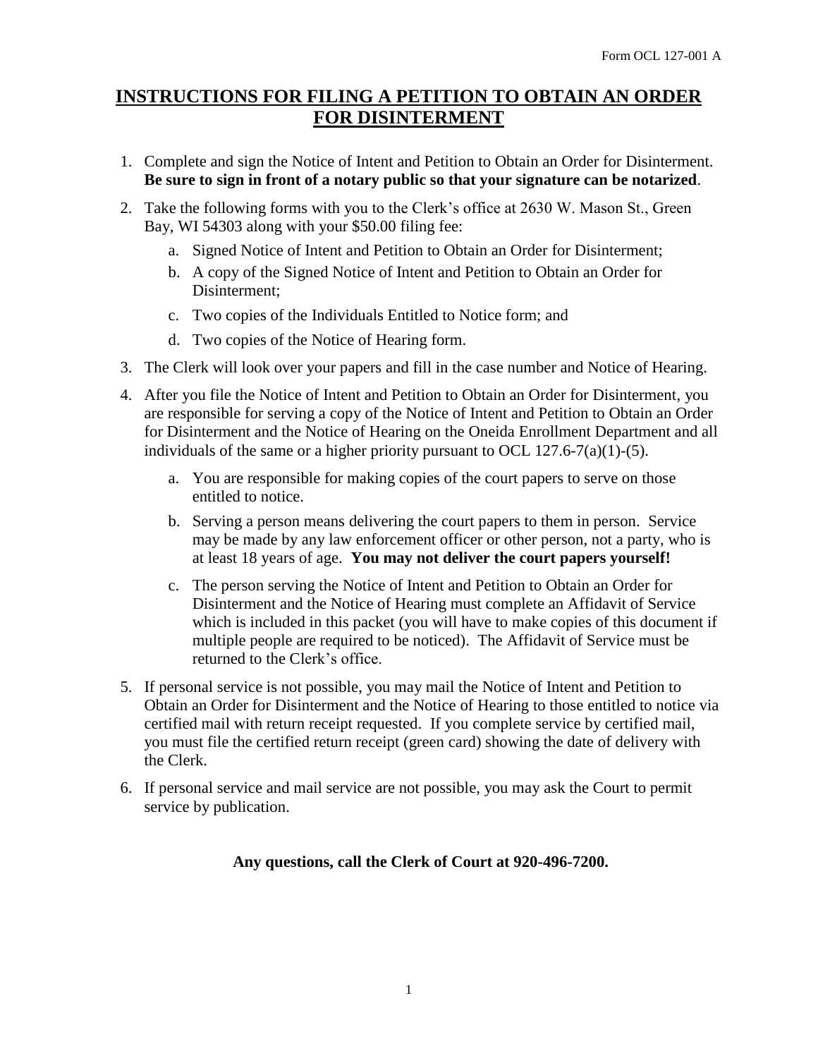Form OCL 127-001 A

# INSTRUCTIONS FOR FILING A PETITION TO OBTAIN AN ORDER FOR DISINTERMENT

1. Complete and sign the Notice of Intent and Petition to Obtain an Order for Disinterment. **Be sure to sign in front of a notary public so that your signature can be notarized**.
2. Take the following forms with you to the Clerk's office at 2630 W. Mason St., Green Bay, WI 54303 along with your $50.00 filing fee:
   a. Signed Notice of Intent and Petition to Obtain an Order for Disinterment;
   b. A copy of the Signed Notice of Intent and Petition to Obtain an Order for Disinterment;
   c. Two copies of the Individuals Entitled to Notice form; and
   d. Two copies of the Notice of Hearing form.
3. The Clerk will look over your papers and fill in the case number and Notice of Hearing.
4. After you file the Notice of Intent and Petition to Obtain an Order for Disinterment, you are responsible for serving a copy of the Notice of Intent and Petition to Obtain an Order for Disinterment and the Notice of Hearing on the Oneida Enrollment Department and all individuals of the same or a higher priority pursuant to OCL 127.6-7(a)(1)-(5).
   a. You are responsible for making copies of the court papers to serve on those entitled to notice.
   b. Serving a person means delivering the court papers to them in person. Service may be made by any law enforcement officer or other person, not a party, who is at least 18 years of age. **You may not deliver the court papers yourself!**
   c. The person serving the Notice of Intent and Petition to Obtain an Order for Disinterment and the Notice of Hearing must complete an Affidavit of Service which is included in this packet (you will have to make copies of this document if multiple people are required to be noticed). The Affidavit of Service must be returned to the Clerk's office.
5. If personal service is not possible, you may mail the Notice of Intent and Petition to Obtain an Order for Disinterment and the Notice of Hearing to those entitled to notice via certified mail with return receipt requested. If you complete service by certified mail, you must file the certified return receipt (green card) showing the date of delivery with the Clerk.
6. If personal service and mail service are not possible, you may ask the Court to permit service by publication.

**Any questions, call the Clerk of Court at 920-496-7200.**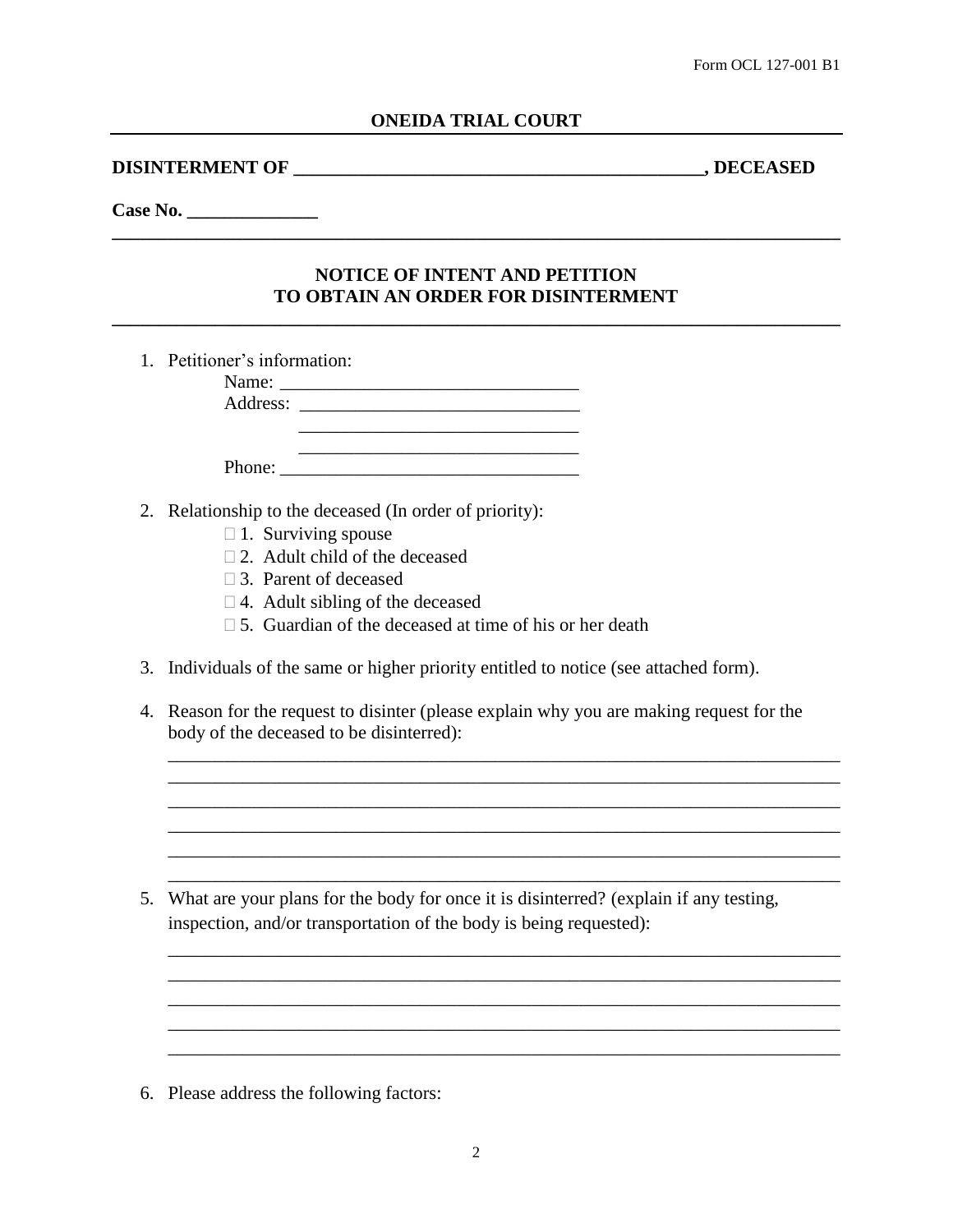Form OCL 127-001 B1

**ONEIDA TRIAL COURT**

**DISINTERMENT OF ____________________________________________, DECEASED**

**Case No. ______________**

## NOTICE OF INTENT AND PETITION TO OBTAIN AN ORDER FOR DISINTERMENT

1. Petitioner's information:

   Name: _______________________________

   Address: _____________________________

   _____________________________

   _____________________________

   Phone: _______________________________

2. Relationship to the deceased (In order of priority):

   ☐ 1. Surviving spouse

   ☐ 2. Adult child of the deceased

   ☐ 3. Parent of deceased

   ☐ 4. Adult sibling of the deceased

   ☐ 5. Guardian of the deceased at time of his or her death

3. Individuals of the same or higher priority entitled to notice (see attached form).

4. Reason for the request to disinter (please explain why you are making request for the body of the deceased to be disinterred):

   ____________________________________________________________________________

   ____________________________________________________________________________

   ____________________________________________________________________________

   ____________________________________________________________________________

   ____________________________________________________________________________

   ____________________________________________________________________________

5. What are your plans for the body for once it is disinterred? (explain if any testing, inspection, and/or transportation of the body is being requested):

   ____________________________________________________________________________

   ____________________________________________________________________________

   ____________________________________________________________________________

   ____________________________________________________________________________

   ____________________________________________________________________________

6. Please address the following factors: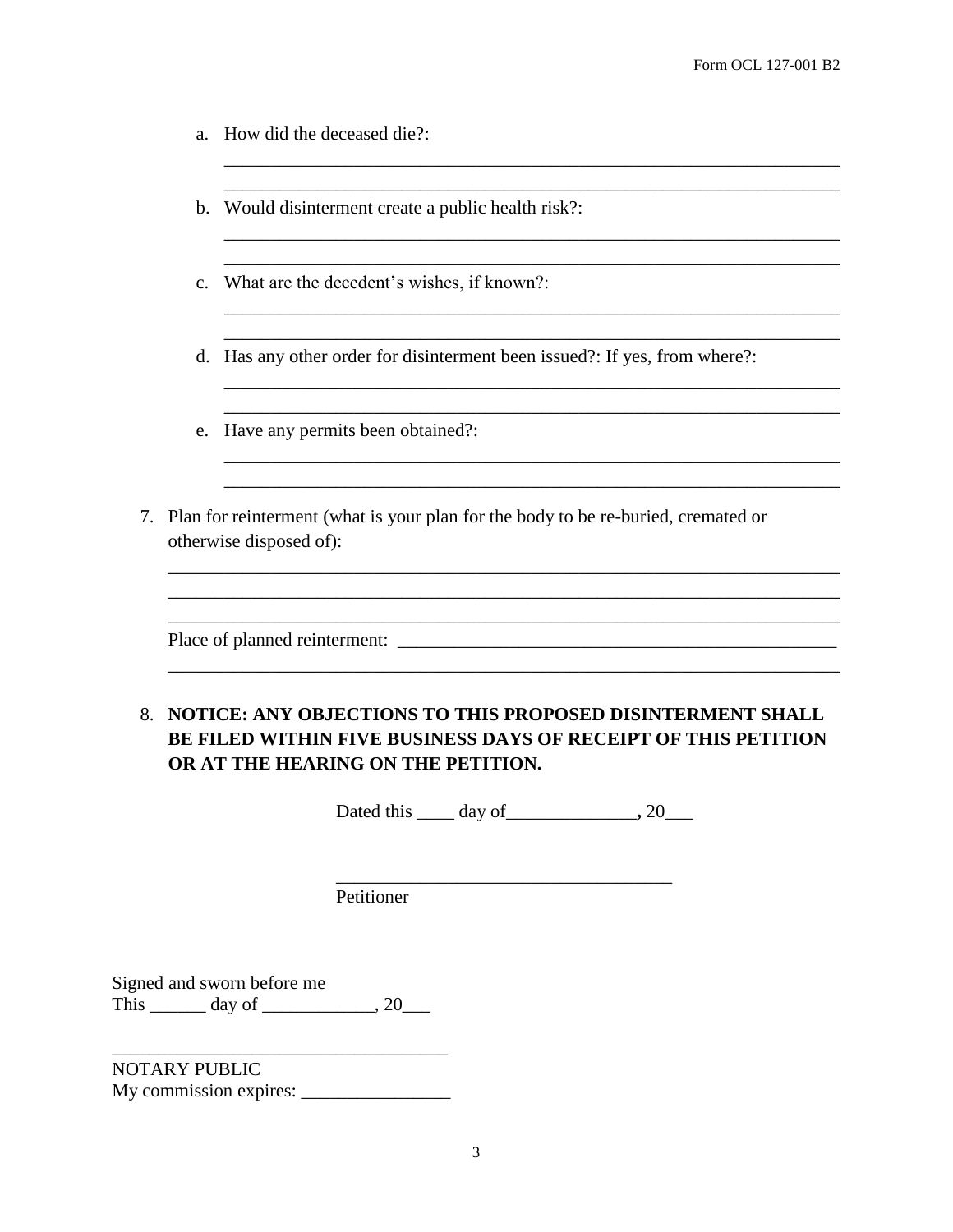a. How did the deceased die?:

______________________________________________________________________

______________________________________________________________________

b. Would disinterment create a public health risk?:

______________________________________________________________________

______________________________________________________________________

c. What are the decedent's wishes, if known?:

______________________________________________________________________

______________________________________________________________________

d. Has any other order for disinterment been issued?: If yes, from where?:

______________________________________________________________________

______________________________________________________________________

e. Have any permits been obtained?:

______________________________________________________________________

______________________________________________________________________

7. Plan for reinterment (what is your plan for the body to be re-buried, cremated or otherwise disposed of):

______________________________________________________________________

______________________________________________________________________

______________________________________________________________________

Place of planned reinterment: _______________________________________________

______________________________________________________________________

8. **NOTICE: ANY OBJECTIONS TO THIS PROPOSED DISINTERMENT SHALL BE FILED WITHIN FIVE BUSINESS DAYS OF RECEIPT OF THIS PETITION OR AT THE HEARING ON THE PETITION.**

Dated this ____ day of______________**,** 20___

____________________________________

Petitioner

Signed and sworn before me
This ______ day of ____________, 20___

____________________________________

NOTARY PUBLIC
My commission expires: ________________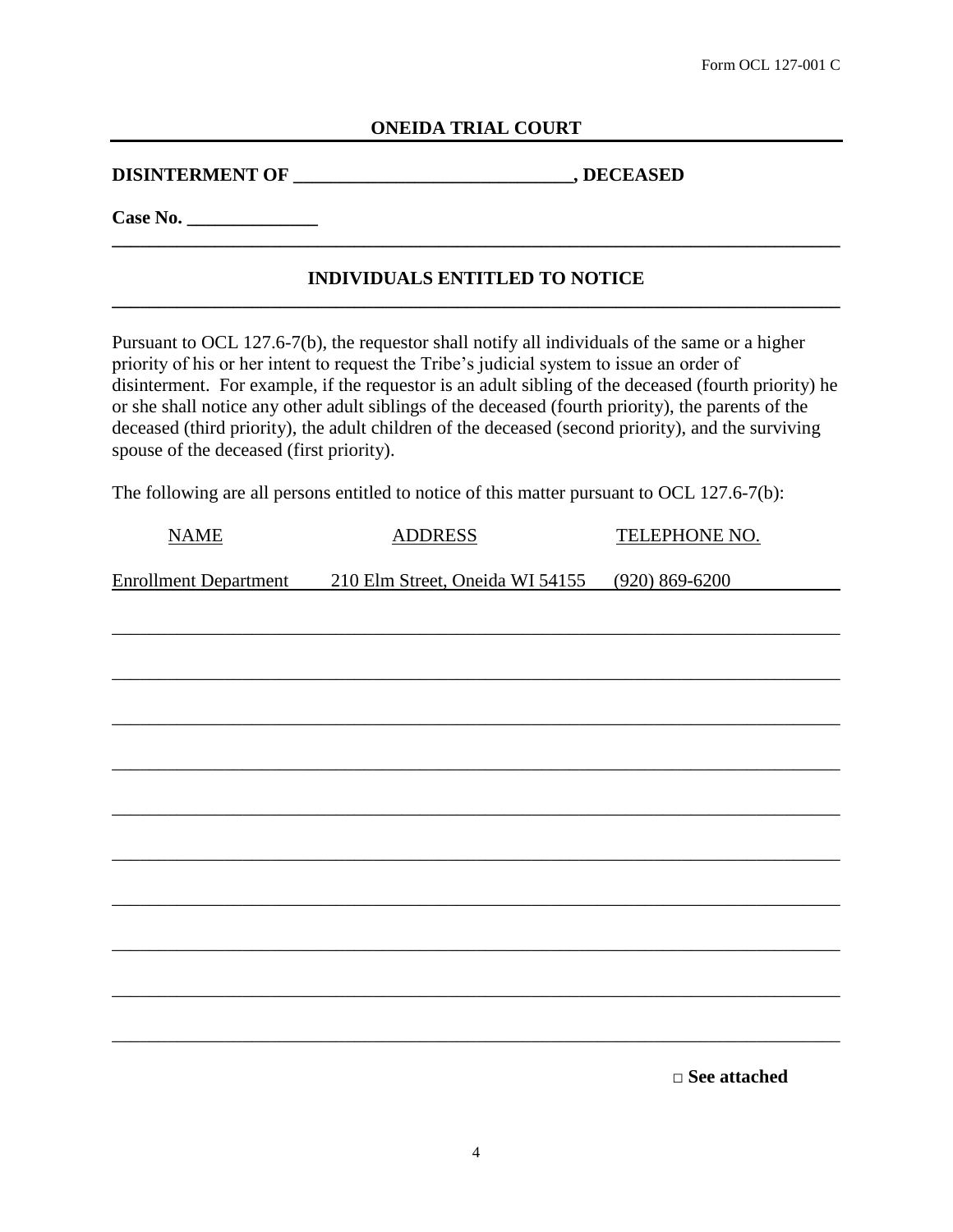Form OCL 127-001 C

**ONEIDA TRIAL COURT**

**DISINTERMENT OF ______________________________, DECEASED**

**Case No. ______________**

## INDIVIDUALS ENTITLED TO NOTICE

Pursuant to OCL 127.6-7(b), the requestor shall notify all individuals of the same or a higher priority of his or her intent to request the Tribe's judicial system to issue an order of disinterment. For example, if the requestor is an adult sibling of the deceased (fourth priority) he or she shall notice any other adult siblings of the deceased (fourth priority), the parents of the deceased (third priority), the adult children of the deceased (second priority), and the surviving spouse of the deceased (first priority).

The following are all persons entitled to notice of this matter pursuant to OCL 127.6-7(b):

| NAME | ADDRESS | TELEPHONE NO. |
| --- | --- | --- |
| Enrollment Department | 210 Elm Street, Oneida WI 54155 | (920) 869-6200 |
| | | |
| | | |
| | | |
| | | |
| | | |
| | | |
| | | |
| | | |
| | | |
| | | |

□ **See attached**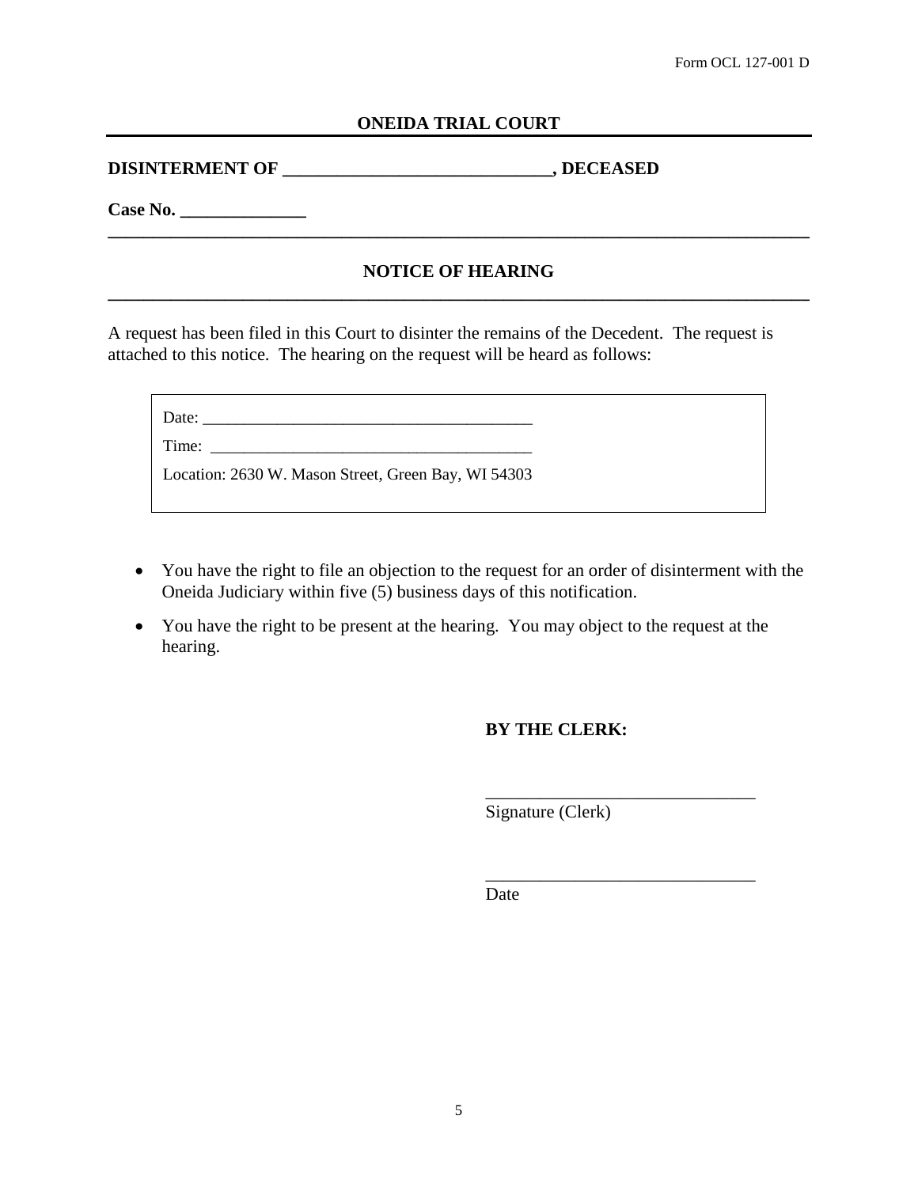Form OCL 127-001 D

## ONEIDA TRIAL COURT

**DISINTERMENT OF ______________________________, DECEASED**

**Case No. ______________**

---

## NOTICE OF HEARING

---

A request has been filed in this Court to disinter the remains of the Decedent. The request is attached to this notice. The hearing on the request will be heard as follows:

Date: ________________________________________

Time: ________________________________________

Location: 2630 W. Mason Street, Green Bay, WI 54303

- You have the right to file an objection to the request for an order of disinterment with the Oneida Judiciary within five (5) business days of this notification.
- You have the right to be present at the hearing. You may object to the request at the hearing.

**BY THE CLERK:**

______________________________
Signature (Clerk)

______________________________
Date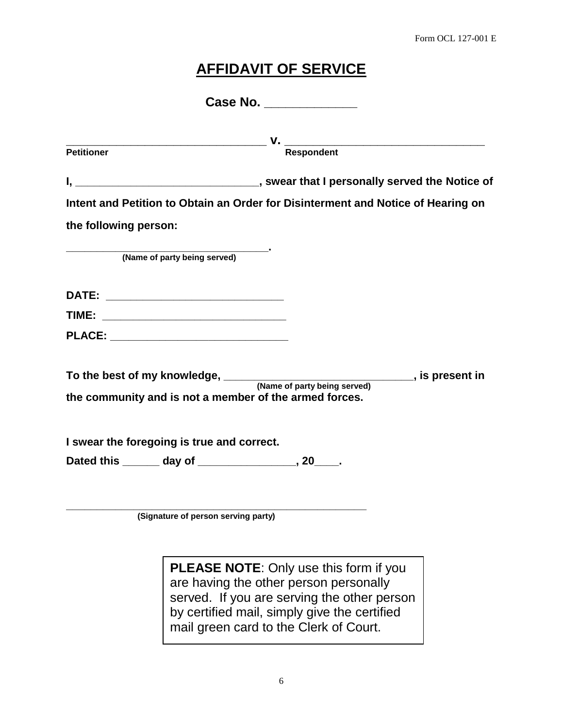Form OCL 127-001 E

# AFFIDAVIT OF SERVICE

**Case No. _____________**

**___________________________________ v. ___________________________________**
**Petitioner** **Respondent**

**I, ______________________________, swear that I personally served the Notice of Intent and Petition to Obtain an Order for Disinterment and Notice of Hearing on the following person:**

**___________________________________.**
**(Name of party being served)**

**DATE: ______________________________**

**TIME: ______________________________**

**PLACE: ______________________________**

**To the best of my knowledge, _______________________________, is present in the community and is not a member of the armed forces.**
**(Name of party being served)**

**I swear the foregoing is true and correct.**

**Dated this ______ day of ________________, 20____.**

**______________________________________________________**
**(Signature of person serving party)**

**PLEASE NOTE**: Only use this form if you are having the other person personally served. If you are serving the other person by certified mail, simply give the certified mail green card to the Clerk of Court.